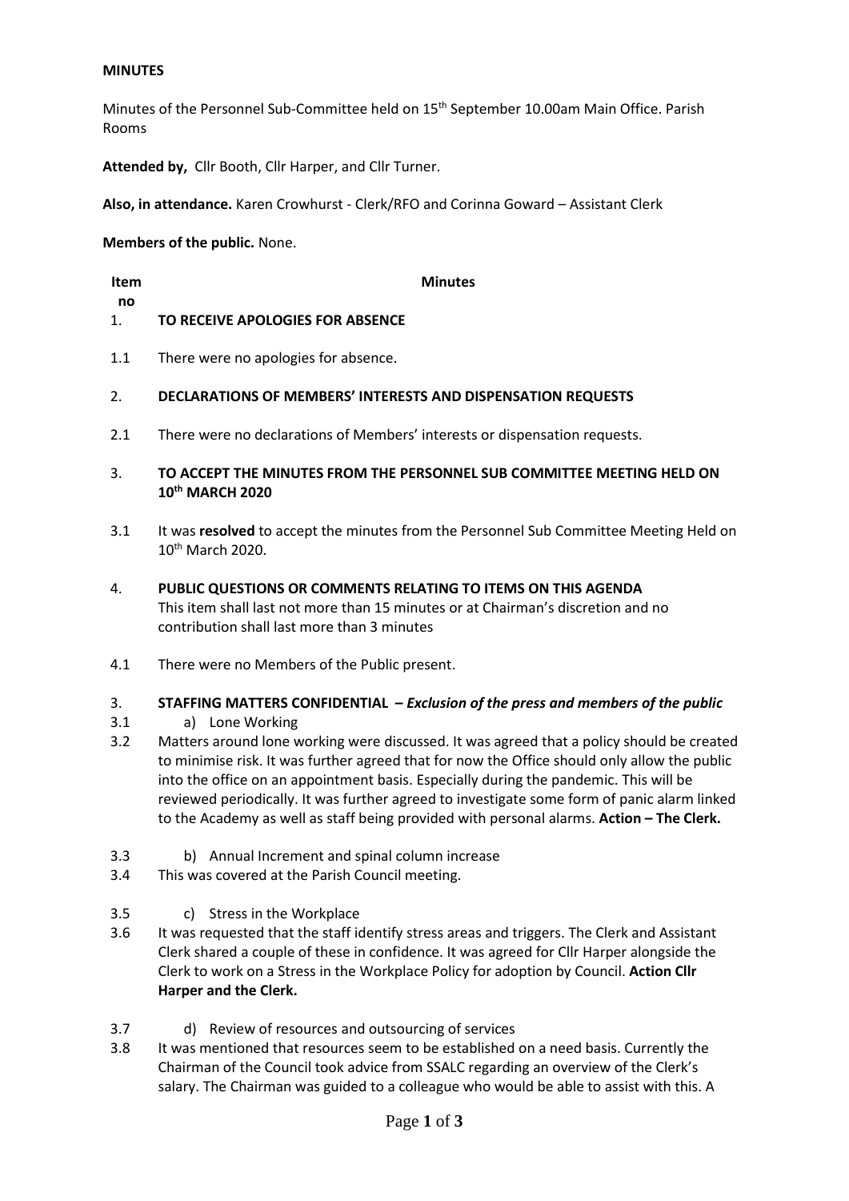**MINUTES**

Minutes of the Personnel Sub-Committee held on 15th September 10.00am Main Office. Parish Rooms

**Attended by,** Cllr Booth, Cllr Harper, and Cllr Turner.

**Also, in attendance.** Karen Crowhurst - Clerk/RFO and Corinna Goward – Assistant Clerk

**Members of the public.** None.

| Item no | Minutes |
|---|---|
| 1. | **TO RECEIVE APOLOGIES FOR ABSENCE** |
| 1.1 | There were no apologies for absence. |
| 2. | **DECLARATIONS OF MEMBERS' INTERESTS AND DISPENSATION REQUESTS** |
| 2.1 | There were no declarations of Members' interests or dispensation requests. |
| 3. | **TO ACCEPT THE MINUTES FROM THE PERSONNEL SUB COMMITTEE MEETING HELD ON 10th MARCH 2020** |
| 3.1 | It was **resolved** to accept the minutes from the Personnel Sub Committee Meeting Held on 10th March 2020. |
| 4. | **PUBLIC QUESTIONS OR COMMENTS RELATING TO ITEMS ON THIS AGENDA** This item shall last not more than 15 minutes or at Chairman's discretion and no contribution shall last more than 3 minutes |
| 4.1 | There were no Members of the Public present. |
| 3. | **STAFFING MATTERS CONFIDENTIAL –** ***Exclusion of the press and members of the public*** |
| 3.1 | a) Lone Working |
| 3.2 | Matters around lone working were discussed. It was agreed that a policy should be created to minimise risk. It was further agreed that for now the Office should only allow the public into the office on an appointment basis. Especially during the pandemic. This will be reviewed periodically. It was further agreed to investigate some form of panic alarm linked to the Academy as well as staff being provided with personal alarms. **Action – The Clerk.** |
| 3.3 | b) Annual Increment and spinal column increase |
| 3.4 | This was covered at the Parish Council meeting. |
| 3.5 | c) Stress in the Workplace |
| 3.6 | It was requested that the staff identify stress areas and triggers. The Clerk and Assistant Clerk shared a couple of these in confidence. It was agreed for Cllr Harper alongside the Clerk to work on a Stress in the Workplace Policy for adoption by Council. **Action Cllr Harper and the Clerk.** |
| 3.7 | d) Review of resources and outsourcing of services |
| 3.8 | It was mentioned that resources seem to be established on a need basis. Currently the Chairman of the Council took advice from SSALC regarding an overview of the Clerk's salary. The Chairman was guided to a colleague who would be able to assist with this. A |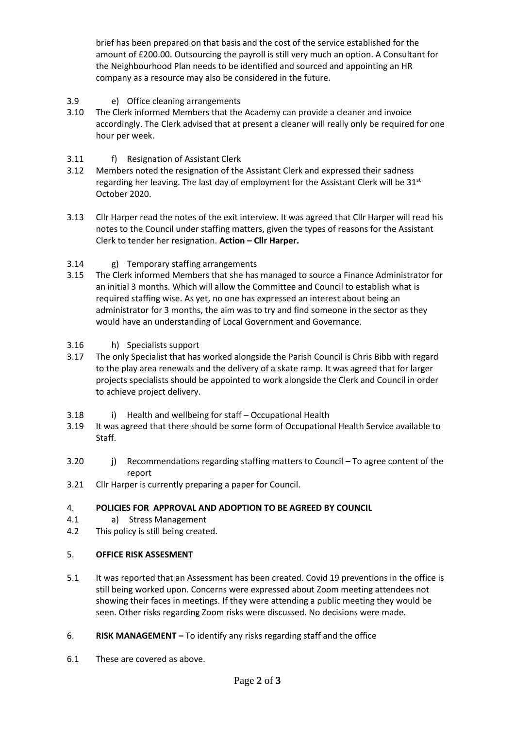brief has been prepared on that basis and the cost of the service established for the amount of £200.00. Outsourcing the payroll is still very much an option. A Consultant for the Neighbourhood Plan needs to be identified and sourced and appointing an HR company as a resource may also be considered in the future.

3.9 e) Office cleaning arrangements

3.10 The Clerk informed Members that the Academy can provide a cleaner and invoice accordingly. The Clerk advised that at present a cleaner will really only be required for one hour per week.

3.11 f) Resignation of Assistant Clerk

3.12 Members noted the resignation of the Assistant Clerk and expressed their sadness regarding her leaving. The last day of employment for the Assistant Clerk will be 31st October 2020.

3.13 Cllr Harper read the notes of the exit interview. It was agreed that Cllr Harper will read his notes to the Council under staffing matters, given the types of reasons for the Assistant Clerk to tender her resignation. **Action – Cllr Harper.**

3.14 g) Temporary staffing arrangements

3.15 The Clerk informed Members that she has managed to source a Finance Administrator for an initial 3 months. Which will allow the Committee and Council to establish what is required staffing wise. As yet, no one has expressed an interest about being an administrator for 3 months, the aim was to try and find someone in the sector as they would have an understanding of Local Government and Governance.

3.16 h) Specialists support

3.17 The only Specialist that has worked alongside the Parish Council is Chris Bibb with regard to the play area renewals and the delivery of a skate ramp. It was agreed that for larger projects specialists should be appointed to work alongside the Clerk and Council in order to achieve project delivery.

3.18 i) Health and wellbeing for staff – Occupational Health

3.19 It was agreed that there should be some form of Occupational Health Service available to Staff.

3.20 j) Recommendations regarding staffing matters to Council – To agree content of the report

3.21 Cllr Harper is currently preparing a paper for Council.

4. **POLICIES FOR APPROVAL AND ADOPTION TO BE AGREED BY COUNCIL**

4.1 a) Stress Management

4.2 This policy is still being created.

5. **OFFICE RISK ASSESMENT**

5.1 It was reported that an Assessment has been created. Covid 19 preventions in the office is still being worked upon. Concerns were expressed about Zoom meeting attendees not showing their faces in meetings. If they were attending a public meeting they would be seen. Other risks regarding Zoom risks were discussed. No decisions were made.

6. **RISK MANAGEMENT –** To identify any risks regarding staff and the office

6.1 These are covered as above.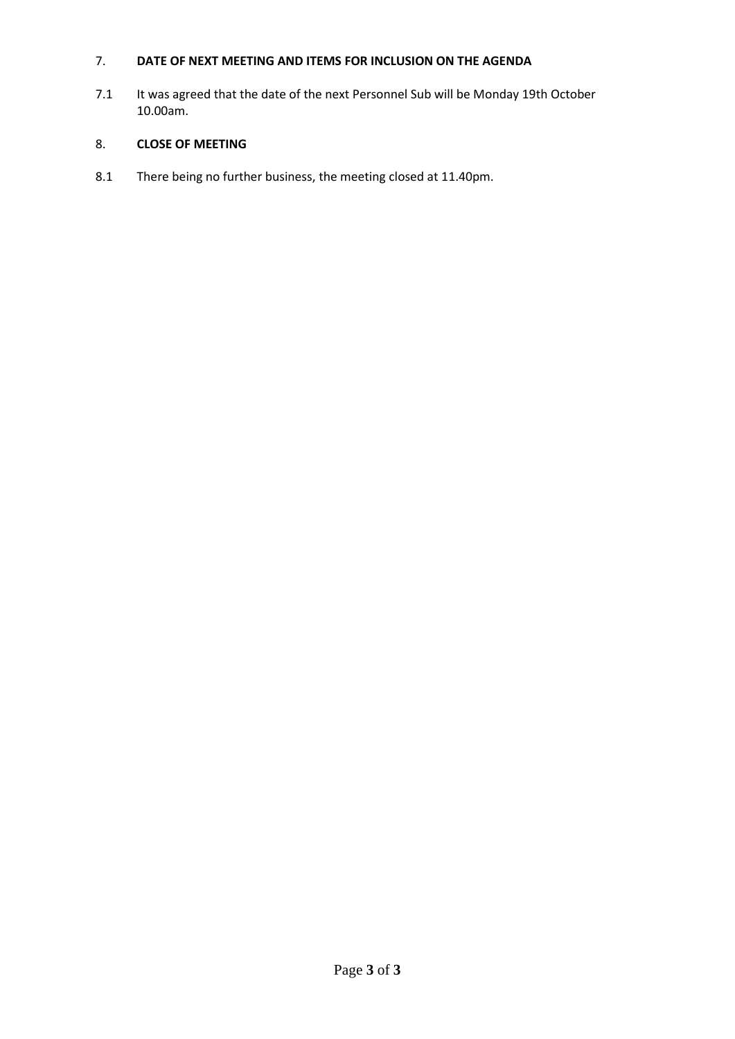7. **DATE OF NEXT MEETING AND ITEMS FOR INCLUSION ON THE AGENDA**

7.1 It was agreed that the date of the next Personnel Sub will be Monday 19th October 10.00am.

8. **CLOSE OF MEETING**

8.1 There being no further business, the meeting closed at 11.40pm.